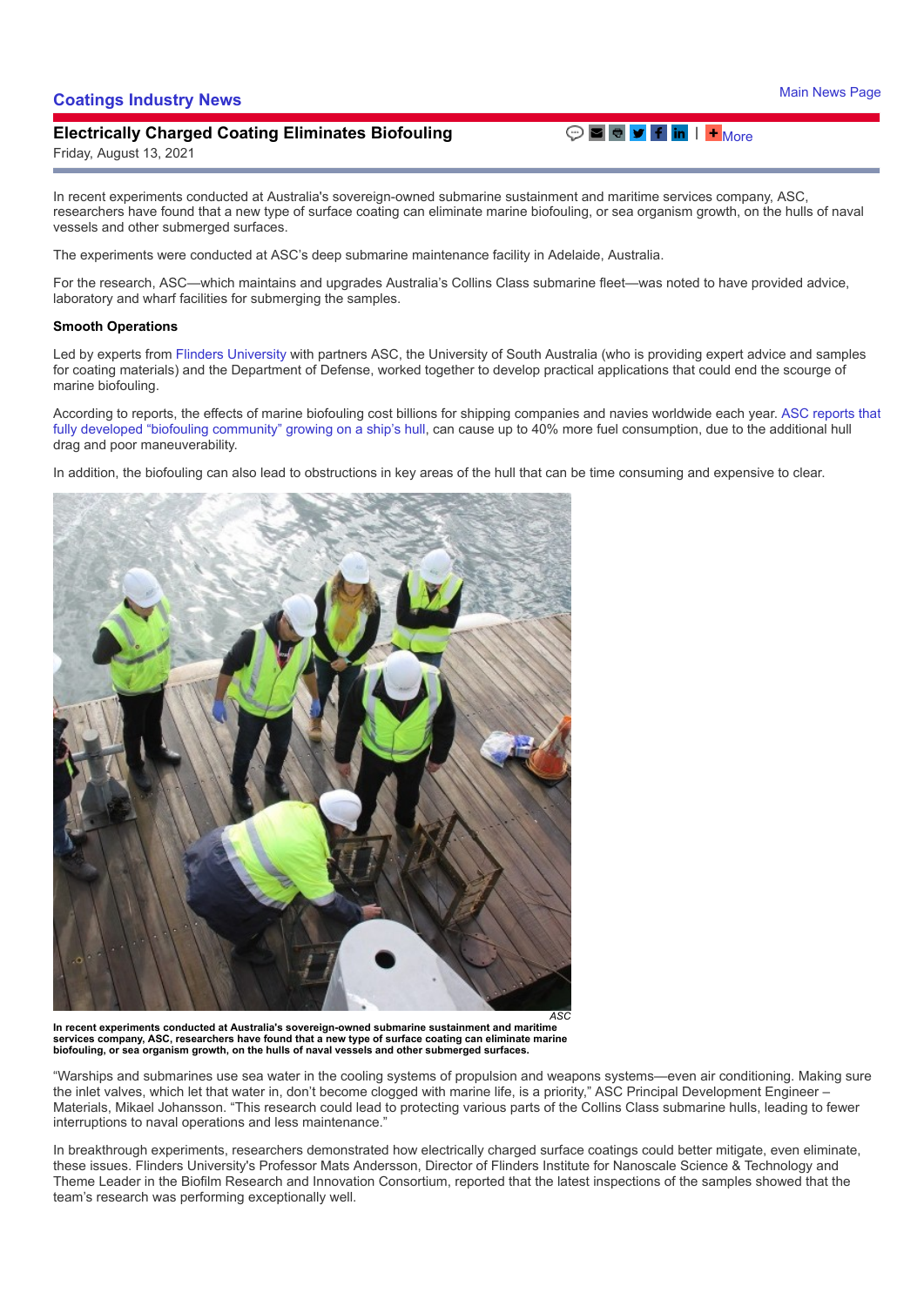## Coatings Industry News

Main News Page

### Electrically Charged Coating Eliminates Biofouling

Friday, August 13, 2021

In recent experiments conducted at Australia's sovereign-owned submarine sustainment and maritime services company, ASC, researchers have found that a new type of surface coating can eliminate marine biofouling, or sea organism growth, on the hulls of naval vessels and other submerged surfaces.

The experiments were conducted at ASC's deep submarine maintenance facility in Adelaide, Australia.

For the research, ASC—which maintains and upgrades Australia's Collins Class submarine fleet—was noted to have provided advice, laboratory and wharf facilities for submerging the samples.

**Smooth Operations**

Led by experts from Flinders University with partners ASC, the University of South Australia (who is providing expert advice and samples for coating materials) and the Department of Defense, worked together to develop practical applications that could end the scourge of marine biofouling.

According to reports, the effects of marine biofouling cost billions for shipping companies and navies worldwide each year. ASC reports that fully developed "biofouling community" growing on a ship's hull, can cause up to 40% more fuel consumption, due to the additional hull drag and poor maneuverability.

In addition, the biofouling can also lead to obstructions in key areas of the hull that can be time consuming and expensive to clear.

*ASC*

**In recent experiments conducted at Australia's sovereign-owned submarine sustainment and maritime services company, ASC, researchers have found that a new type of surface coating can eliminate marine biofouling, or sea organism growth, on the hulls of naval vessels and other submerged surfaces.**

"Warships and submarines use sea water in the cooling systems of propulsion and weapons systems—even air conditioning. Making sure the inlet valves, which let that water in, don't become clogged with marine life, is a priority," ASC Principal Development Engineer – Materials, Mikael Johansson. "This research could lead to protecting various parts of the Collins Class submarine hulls, leading to fewer interruptions to naval operations and less maintenance."

In breakthrough experiments, researchers demonstrated how electrically charged surface coatings could better mitigate, even eliminate, these issues. Flinders University's Professor Mats Andersson, Director of Flinders Institute for Nanoscale Science & Technology and Theme Leader in the Biofilm Research and Innovation Consortium, reported that the latest inspections of the samples showed that the team's research was performing exceptionally well.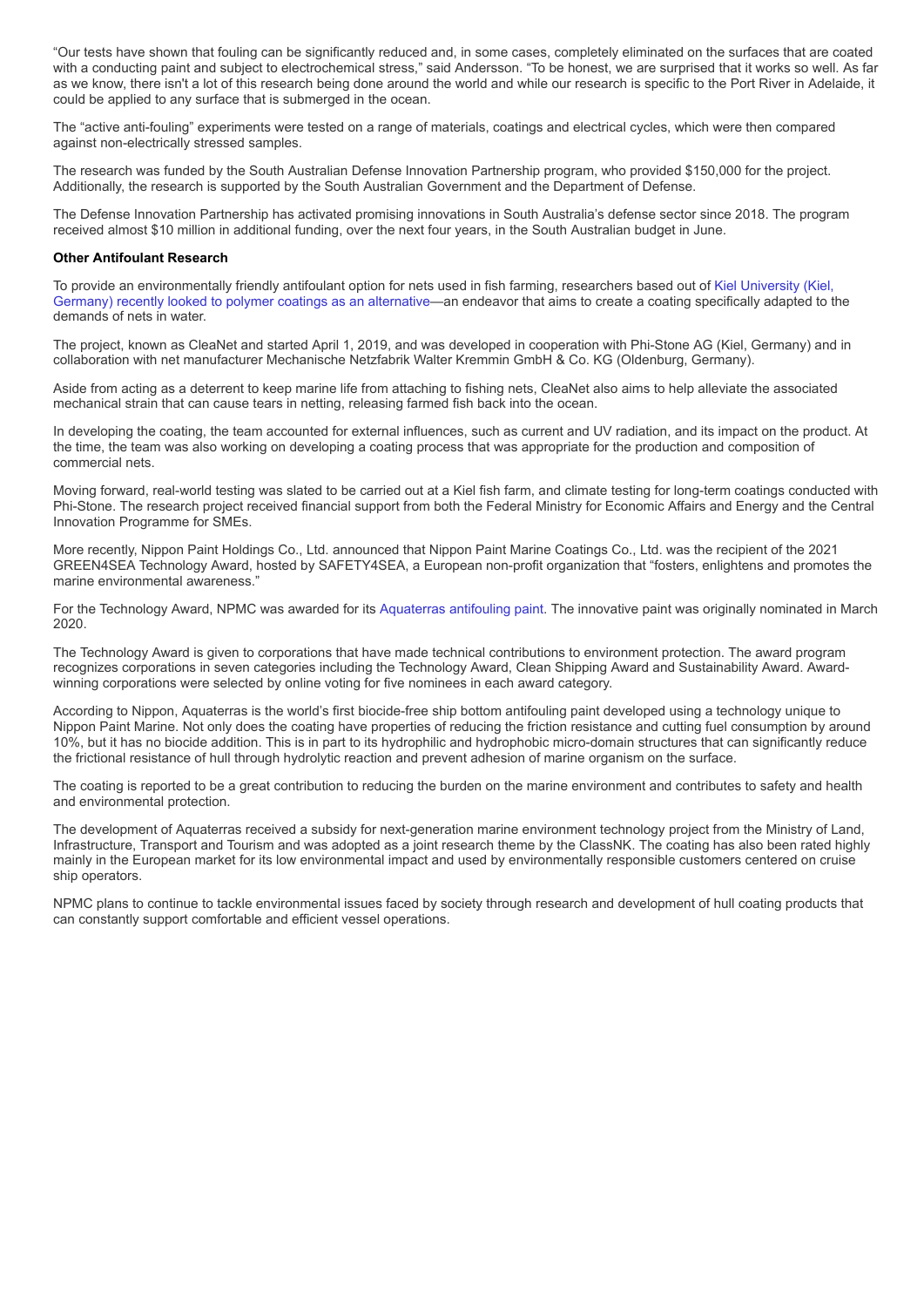"Our tests have shown that fouling can be significantly reduced and, in some cases, completely eliminated on the surfaces that are coated with a conducting paint and subject to electrochemical stress," said Andersson. "To be honest, we are surprised that it works so well. As far as we know, there isn't a lot of this research being done around the world and while our research is specific to the Port River in Adelaide, it could be applied to any surface that is submerged in the ocean.

The "active anti-fouling" experiments were tested on a range of materials, coatings and electrical cycles, which were then compared against non-electrically stressed samples.

The research was funded by the South Australian Defense Innovation Partnership program, who provided $150,000 for the project. Additionally, the research is supported by the South Australian Government and the Department of Defense.

The Defense Innovation Partnership has activated promising innovations in South Australia's defense sector since 2018. The program received almost $10 million in additional funding, over the next four years, in the South Australian budget in June.

**Other Antifoulant Research**

To provide an environmentally friendly antifoulant option for nets used in fish farming, researchers based out of Kiel University (Kiel, Germany) recently looked to polymer coatings as an alternative—an endeavor that aims to create a coating specifically adapted to the demands of nets in water.

The project, known as CleaNet and started April 1, 2019, and was developed in cooperation with Phi-Stone AG (Kiel, Germany) and in collaboration with net manufacturer Mechanische Netzfabrik Walter Kremmin GmbH & Co. KG (Oldenburg, Germany).

Aside from acting as a deterrent to keep marine life from attaching to fishing nets, CleaNet also aims to help alleviate the associated mechanical strain that can cause tears in netting, releasing farmed fish back into the ocean.

In developing the coating, the team accounted for external influences, such as current and UV radiation, and its impact on the product. At the time, the team was also working on developing a coating process that was appropriate for the production and composition of commercial nets.

Moving forward, real-world testing was slated to be carried out at a Kiel fish farm, and climate testing for long-term coatings conducted with Phi-Stone. The research project received financial support from both the Federal Ministry for Economic Affairs and Energy and the Central Innovation Programme for SMEs.

More recently, Nippon Paint Holdings Co., Ltd. announced that Nippon Paint Marine Coatings Co., Ltd. was the recipient of the 2021 GREEN4SEA Technology Award, hosted by SAFETY4SEA, a European non-profit organization that "fosters, enlightens and promotes the marine environmental awareness."

For the Technology Award, NPMC was awarded for its Aquaterras antifouling paint. The innovative paint was originally nominated in March 2020.

The Technology Award is given to corporations that have made technical contributions to environment protection. The award program recognizes corporations in seven categories including the Technology Award, Clean Shipping Award and Sustainability Award. Award-winning corporations were selected by online voting for five nominees in each award category.

According to Nippon, Aquaterras is the world's first biocide-free ship bottom antifouling paint developed using a technology unique to Nippon Paint Marine. Not only does the coating have properties of reducing the friction resistance and cutting fuel consumption by around 10%, but it has no biocide addition. This is in part to its hydrophilic and hydrophobic micro-domain structures that can significantly reduce the frictional resistance of hull through hydrolytic reaction and prevent adhesion of marine organism on the surface.

The coating is reported to be a great contribution to reducing the burden on the marine environment and contributes to safety and health and environmental protection.

The development of Aquaterras received a subsidy for next-generation marine environment technology project from the Ministry of Land, Infrastructure, Transport and Tourism and was adopted as a joint research theme by the ClassNK. The coating has also been rated highly mainly in the European market for its low environmental impact and used by environmentally responsible customers centered on cruise ship operators.

NPMC plans to continue to tackle environmental issues faced by society through research and development of hull coating products that can constantly support comfortable and efficient vessel operations.